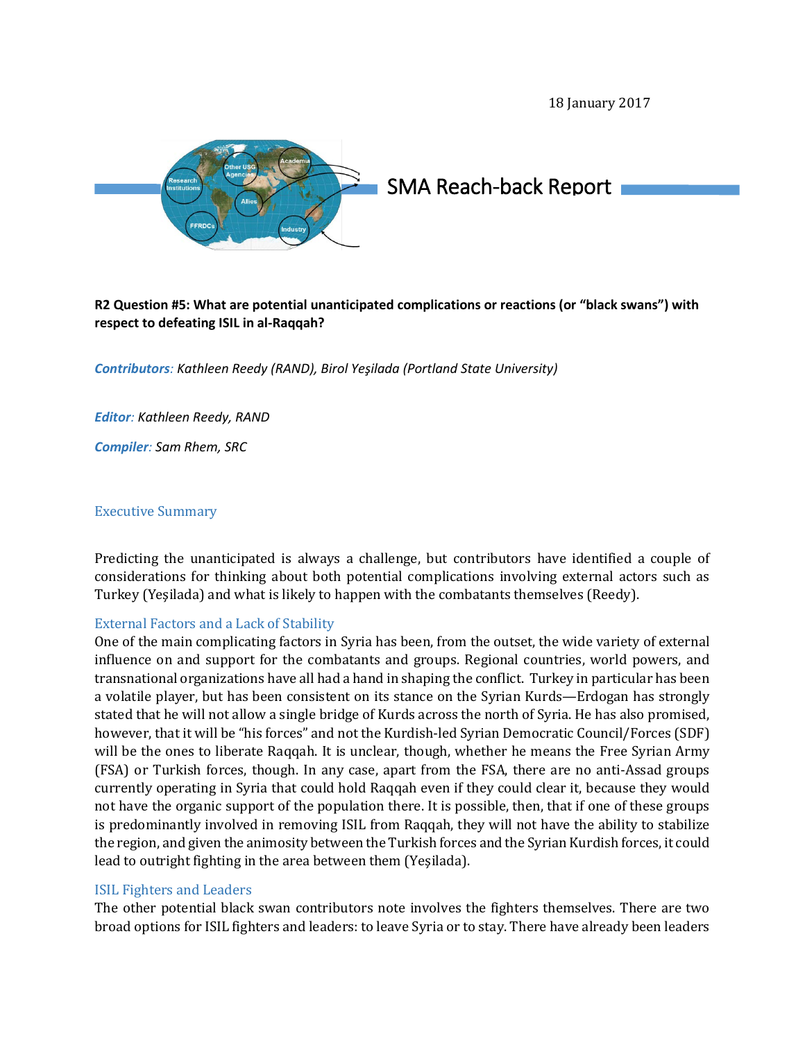18 January 2017

# SMA Reach-back Report

**R2 Question #5: What are potential unanticipated complications or reactions (or "black swans") with respect to defeating ISIL in al-Raqqah?**

***Contributors***: *Kathleen Reedy (RAND), Birol Yeşilada (Portland State University)*

***Editor***: *Kathleen Reedy, RAND*

***Compiler***: *Sam Rhem, SRC*

## Executive Summary

Predicting the unanticipated is always a challenge, but contributors have identified a couple of considerations for thinking about both potential complications involving external actors such as Turkey (Yeşilada) and what is likely to happen with the combatants themselves (Reedy).

### External Factors and a Lack of Stability

One of the main complicating factors in Syria has been, from the outset, the wide variety of external influence on and support for the combatants and groups. Regional countries, world powers, and transnational organizations have all had a hand in shaping the conflict. Turkey in particular has been a volatile player, but has been consistent on its stance on the Syrian Kurds—Erdogan has strongly stated that he will not allow a single bridge of Kurds across the north of Syria. He has also promised, however, that it will be "his forces" and not the Kurdish-led Syrian Democratic Council/Forces (SDF) will be the ones to liberate Raqqah. It is unclear, though, whether he means the Free Syrian Army (FSA) or Turkish forces, though. In any case, apart from the FSA, there are no anti-Assad groups currently operating in Syria that could hold Raqqah even if they could clear it, because they would not have the organic support of the population there. It is possible, then, that if one of these groups is predominantly involved in removing ISIL from Raqqah, they will not have the ability to stabilize the region, and given the animosity between the Turkish forces and the Syrian Kurdish forces, it could lead to outright fighting in the area between them (Yeşilada).

### ISIL Fighters and Leaders

The other potential black swan contributors note involves the fighters themselves. There are two broad options for ISIL fighters and leaders: to leave Syria or to stay. There have already been leaders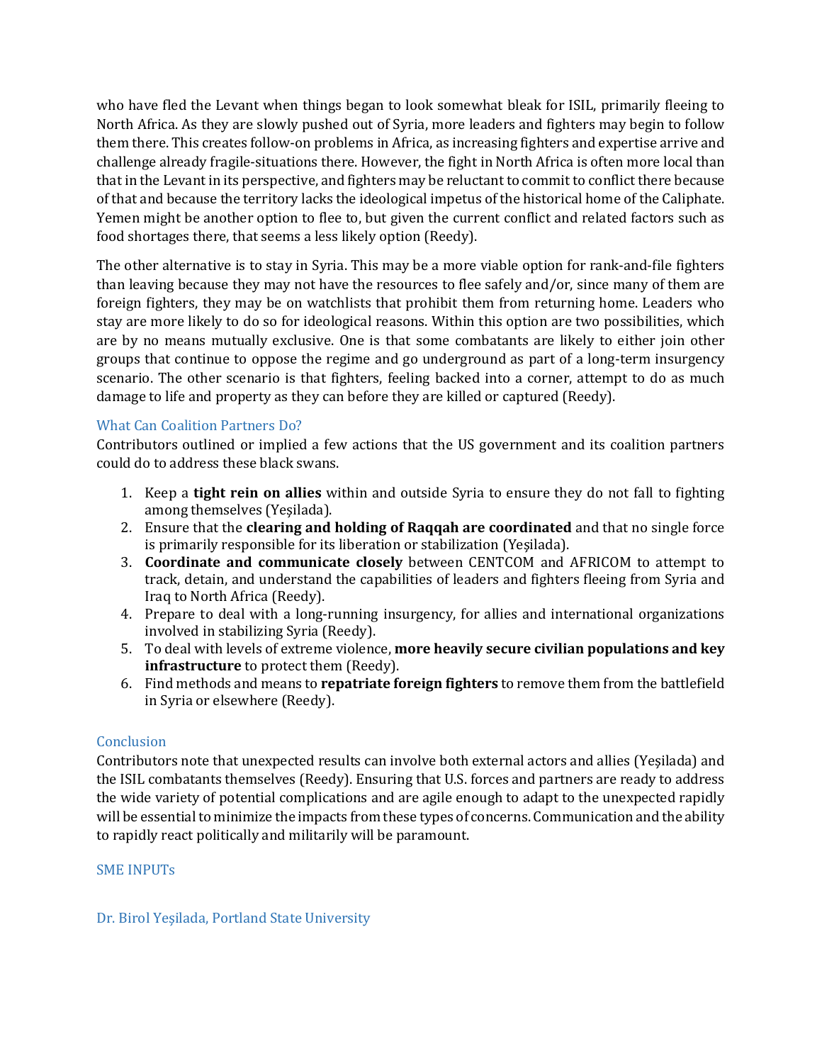who have fled the Levant when things began to look somewhat bleak for ISIL, primarily fleeing to North Africa. As they are slowly pushed out of Syria, more leaders and fighters may begin to follow them there. This creates follow-on problems in Africa, as increasing fighters and expertise arrive and challenge already fragile-situations there. However, the fight in North Africa is often more local than that in the Levant in its perspective, and fighters may be reluctant to commit to conflict there because of that and because the territory lacks the ideological impetus of the historical home of the Caliphate. Yemen might be another option to flee to, but given the current conflict and related factors such as food shortages there, that seems a less likely option (Reedy).

The other alternative is to stay in Syria. This may be a more viable option for rank-and-file fighters than leaving because they may not have the resources to flee safely and/or, since many of them are foreign fighters, they may be on watchlists that prohibit them from returning home. Leaders who stay are more likely to do so for ideological reasons. Within this option are two possibilities, which are by no means mutually exclusive. One is that some combatants are likely to either join other groups that continue to oppose the regime and go underground as part of a long-term insurgency scenario. The other scenario is that fighters, feeling backed into a corner, attempt to do as much damage to life and property as they can before they are killed or captured (Reedy).

### What Can Coalition Partners Do?

Contributors outlined or implied a few actions that the US government and its coalition partners could do to address these black swans.

1. Keep a **tight rein on allies** within and outside Syria to ensure they do not fall to fighting among themselves (Yeşilada).
2. Ensure that the **clearing and holding of Raqqah are coordinated** and that no single force is primarily responsible for its liberation or stabilization (Yeşilada).
3. **Coordinate and communicate closely** between CENTCOM and AFRICOM to attempt to track, detain, and understand the capabilities of leaders and fighters fleeing from Syria and Iraq to North Africa (Reedy).
4. Prepare to deal with a long-running insurgency, for allies and international organizations involved in stabilizing Syria (Reedy).
5. To deal with levels of extreme violence, **more heavily secure civilian populations and key infrastructure** to protect them (Reedy).
6. Find methods and means to **repatriate foreign fighters** to remove them from the battlefield in Syria or elsewhere (Reedy).

### Conclusion

Contributors note that unexpected results can involve both external actors and allies (Yeşilada) and the ISIL combatants themselves (Reedy). Ensuring that U.S. forces and partners are ready to address the wide variety of potential complications and are agile enough to adapt to the unexpected rapidly will be essential to minimize the impacts from these types of concerns. Communication and the ability to rapidly react politically and militarily will be paramount.

## SME INPUTs

### Dr. Birol Yeşilada, Portland State University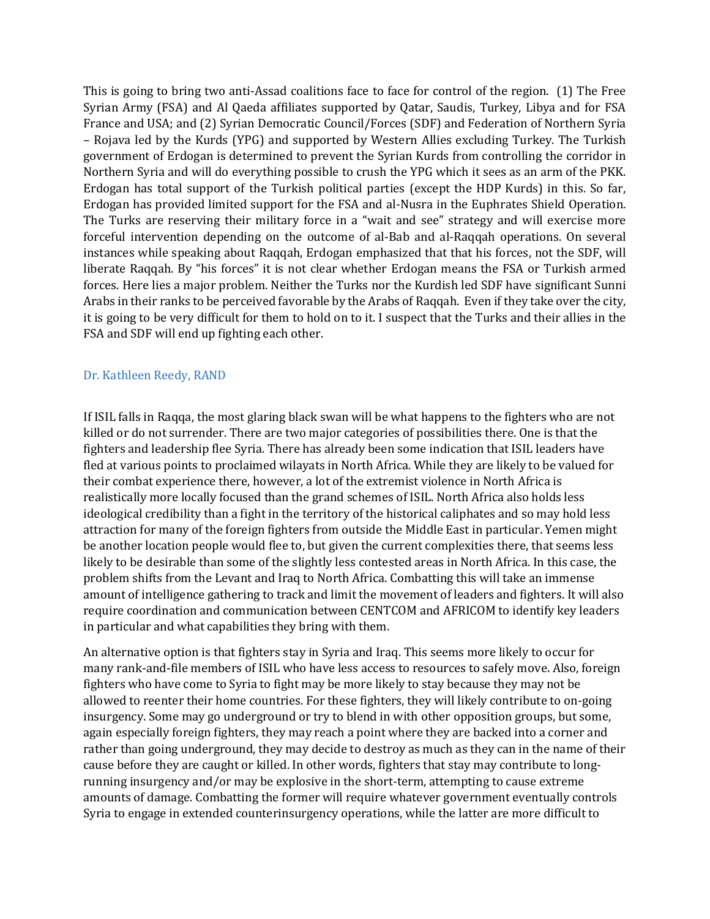This is going to bring two anti-Assad coalitions face to face for control of the region. (1) The Free Syrian Army (FSA) and Al Qaeda affiliates supported by Qatar, Saudis, Turkey, Libya and for FSA France and USA; and (2) Syrian Democratic Council/Forces (SDF) and Federation of Northern Syria – Rojava led by the Kurds (YPG) and supported by Western Allies excluding Turkey. The Turkish government of Erdogan is determined to prevent the Syrian Kurds from controlling the corridor in Northern Syria and will do everything possible to crush the YPG which it sees as an arm of the PKK. Erdogan has total support of the Turkish political parties (except the HDP Kurds) in this. So far, Erdogan has provided limited support for the FSA and al-Nusra in the Euphrates Shield Operation. The Turks are reserving their military force in a "wait and see" strategy and will exercise more forceful intervention depending on the outcome of al-Bab and al-Raqqah operations. On several instances while speaking about Raqqah, Erdogan emphasized that that his forces, not the SDF, will liberate Raqqah. By "his forces" it is not clear whether Erdogan means the FSA or Turkish armed forces. Here lies a major problem. Neither the Turks nor the Kurdish led SDF have significant Sunni Arabs in their ranks to be perceived favorable by the Arabs of Raqqah. Even if they take over the city, it is going to be very difficult for them to hold on to it. I suspect that the Turks and their allies in the FSA and SDF will end up fighting each other.

## Dr. Kathleen Reedy, RAND

If ISIL falls in Raqqa, the most glaring black swan will be what happens to the fighters who are not killed or do not surrender. There are two major categories of possibilities there. One is that the fighters and leadership flee Syria. There has already been some indication that ISIL leaders have fled at various points to proclaimed wilayats in North Africa. While they are likely to be valued for their combat experience there, however, a lot of the extremist violence in North Africa is realistically more locally focused than the grand schemes of ISIL. North Africa also holds less ideological credibility than a fight in the territory of the historical caliphates and so may hold less attraction for many of the foreign fighters from outside the Middle East in particular. Yemen might be another location people would flee to, but given the current complexities there, that seems less likely to be desirable than some of the slightly less contested areas in North Africa. In this case, the problem shifts from the Levant and Iraq to North Africa. Combatting this will take an immense amount of intelligence gathering to track and limit the movement of leaders and fighters. It will also require coordination and communication between CENTCOM and AFRICOM to identify key leaders in particular and what capabilities they bring with them.

An alternative option is that fighters stay in Syria and Iraq. This seems more likely to occur for many rank-and-file members of ISIL who have less access to resources to safely move. Also, foreign fighters who have come to Syria to fight may be more likely to stay because they may not be allowed to reenter their home countries. For these fighters, they will likely contribute to on-going insurgency. Some may go underground or try to blend in with other opposition groups, but some, again especially foreign fighters, they may reach a point where they are backed into a corner and rather than going underground, they may decide to destroy as much as they can in the name of their cause before they are caught or killed. In other words, fighters that stay may contribute to long-running insurgency and/or may be explosive in the short-term, attempting to cause extreme amounts of damage. Combatting the former will require whatever government eventually controls Syria to engage in extended counterinsurgency operations, while the latter are more difficult to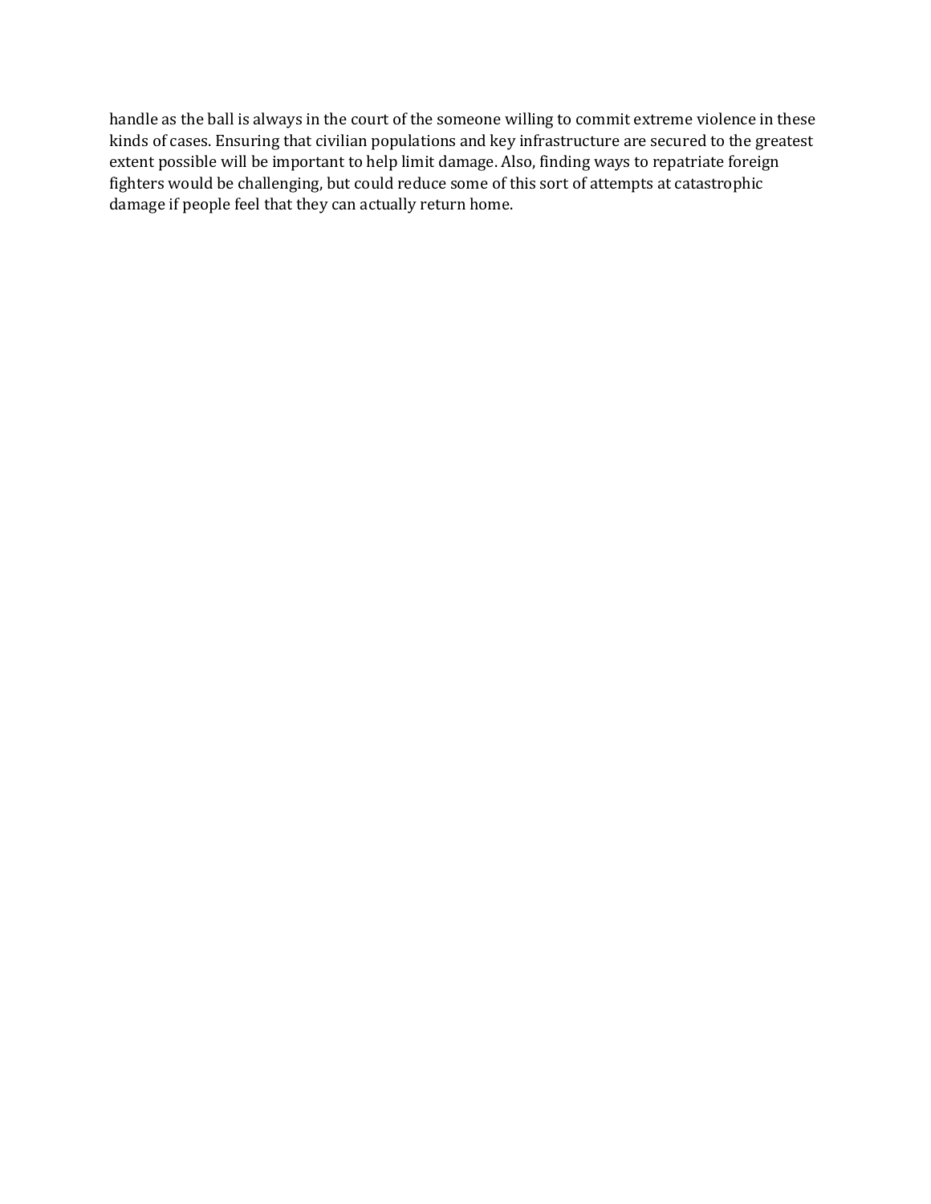handle as the ball is always in the court of the someone willing to commit extreme violence in these kinds of cases. Ensuring that civilian populations and key infrastructure are secured to the greatest extent possible will be important to help limit damage. Also, finding ways to repatriate foreign fighters would be challenging, but could reduce some of this sort of attempts at catastrophic damage if people feel that they can actually return home.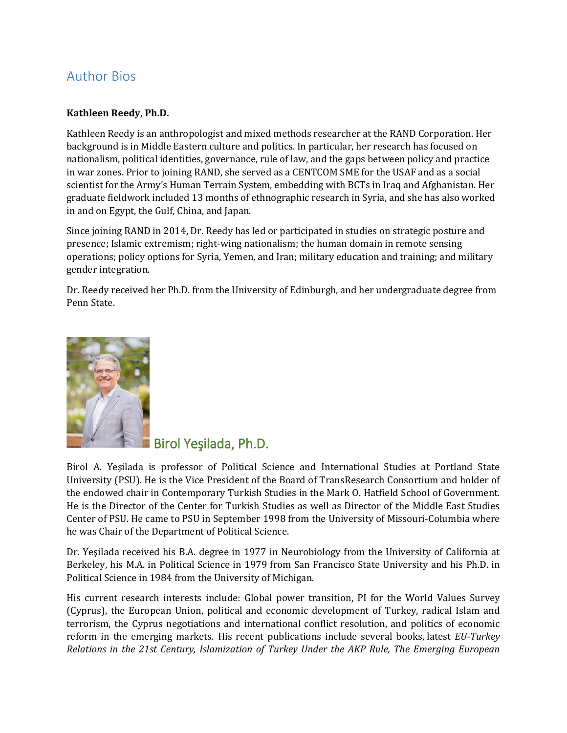# Author Bios

**Kathleen Reedy, Ph.D.**

Kathleen Reedy is an anthropologist and mixed methods researcher at the RAND Corporation. Her background is in Middle Eastern culture and politics. In particular, her research has focused on nationalism, political identities, governance, rule of law, and the gaps between policy and practice in war zones. Prior to joining RAND, she served as a CENTCOM SME for the USAF and as a social scientist for the Army's Human Terrain System, embedding with BCTs in Iraq and Afghanistan. Her graduate fieldwork included 13 months of ethnographic research in Syria, and she has also worked in and on Egypt, the Gulf, China, and Japan.

Since joining RAND in 2014, Dr. Reedy has led or participated in studies on strategic posture and presence; Islamic extremism; right-wing nationalism; the human domain in remote sensing operations; policy options for Syria, Yemen, and Iran; military education and training; and military gender integration.

Dr. Reedy received her Ph.D. from the University of Edinburgh, and her undergraduate degree from Penn State.

## Birol Yeşilada, Ph.D.

Birol A. Yeşilada is professor of Political Science and International Studies at Portland State University (PSU). He is the Vice President of the Board of TransResearch Consortium and holder of the endowed chair in Contemporary Turkish Studies in the Mark O. Hatfield School of Government. He is the Director of the Center for Turkish Studies as well as Director of the Middle East Studies Center of PSU. He came to PSU in September 1998 from the University of Missouri-Columbia where he was Chair of the Department of Political Science.

Dr. Yeşilada received his B.A. degree in 1977 in Neurobiology from the University of California at Berkeley, his M.A. in Political Science in 1979 from San Francisco State University and his Ph.D. in Political Science in 1984 from the University of Michigan.

His current research interests include: Global power transition, PI for the World Values Survey (Cyprus), the European Union, political and economic development of Turkey, radical Islam and terrorism, the Cyprus negotiations and international conflict resolution, and politics of economic reform in the emerging markets. His recent publications include several books, latest *EU-Turkey Relations in the 21st Century, Islamization of Turkey Under the AKP Rule, The Emerging European*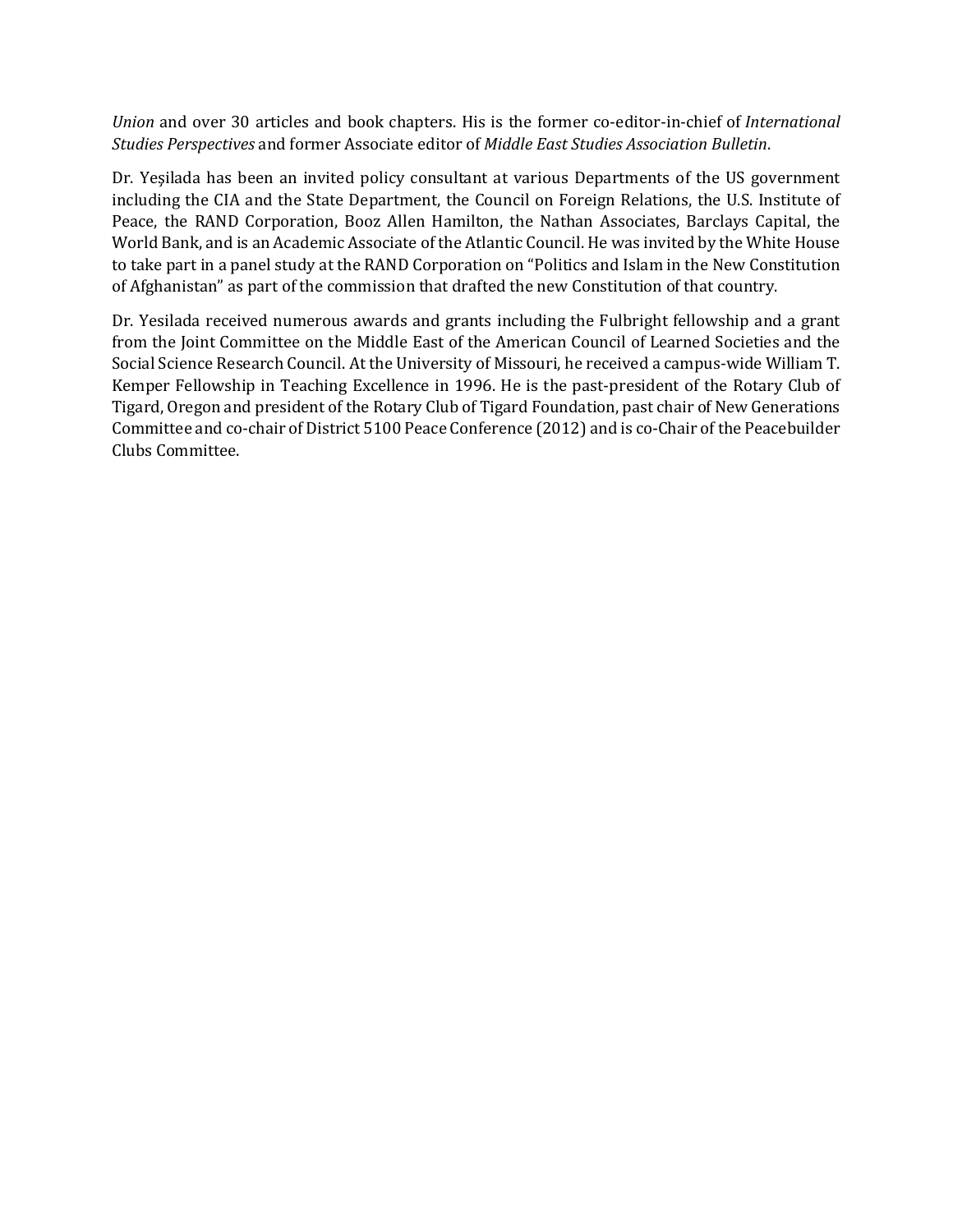*Union* and over 30 articles and book chapters. His is the former co-editor-in-chief of *International Studies Perspectives* and former Associate editor of *Middle East Studies Association Bulletin*.

Dr. Yeşilada has been an invited policy consultant at various Departments of the US government including the CIA and the State Department, the Council on Foreign Relations, the U.S. Institute of Peace, the RAND Corporation, Booz Allen Hamilton, the Nathan Associates, Barclays Capital, the World Bank, and is an Academic Associate of the Atlantic Council. He was invited by the White House to take part in a panel study at the RAND Corporation on "Politics and Islam in the New Constitution of Afghanistan" as part of the commission that drafted the new Constitution of that country.

Dr. Yesilada received numerous awards and grants including the Fulbright fellowship and a grant from the Joint Committee on the Middle East of the American Council of Learned Societies and the Social Science Research Council. At the University of Missouri, he received a campus-wide William T. Kemper Fellowship in Teaching Excellence in 1996. He is the past-president of the Rotary Club of Tigard, Oregon and president of the Rotary Club of Tigard Foundation, past chair of New Generations Committee and co-chair of District 5100 Peace Conference (2012) and is co-Chair of the Peacebuilder Clubs Committee.